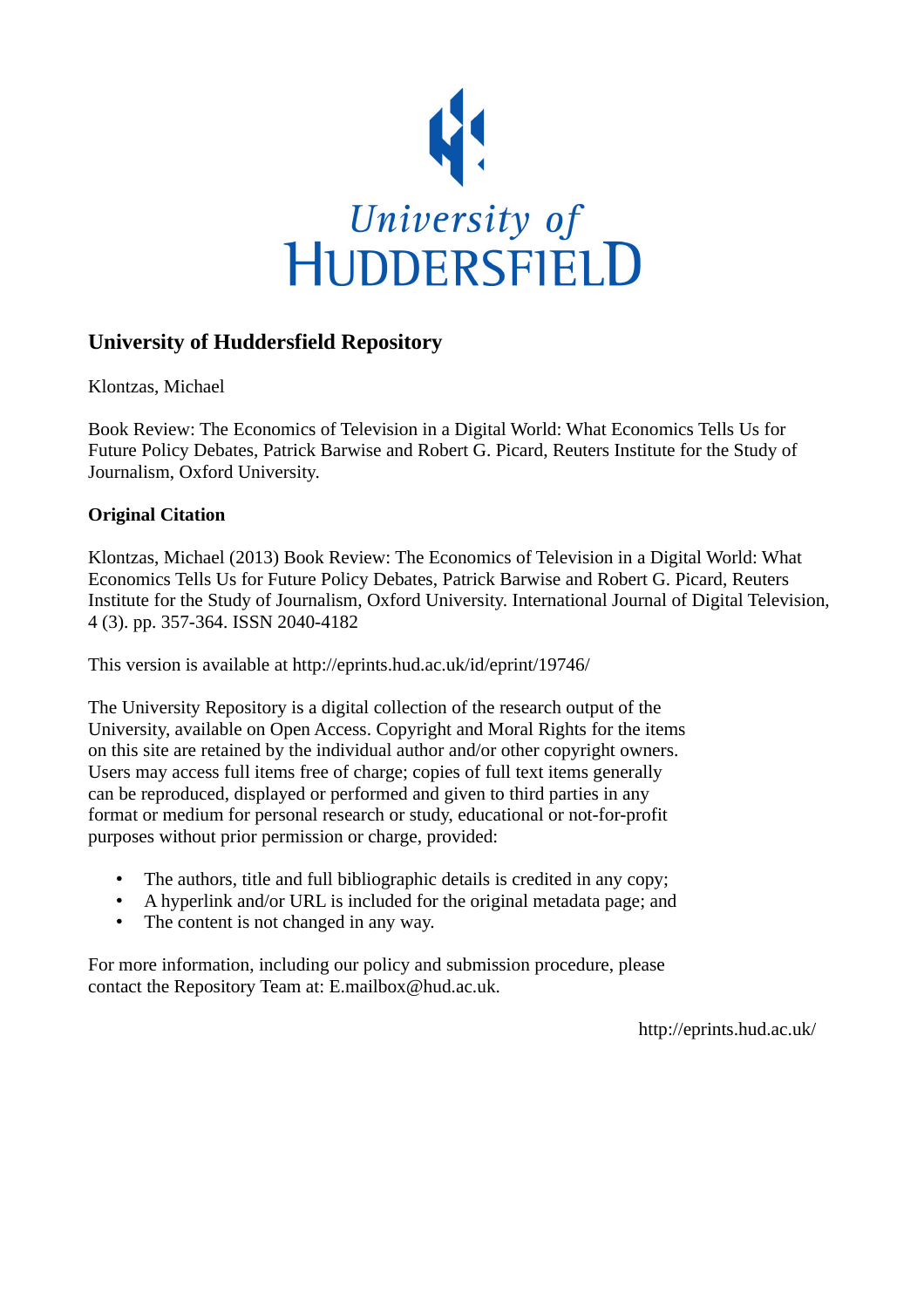University of Huddersfield

# University of Huddersfield Repository

Klontzas, Michael

Book Review: The Economics of Television in a Digital World: What Economics Tells Us for Future Policy Debates, Patrick Barwise and Robert G. Picard, Reuters Institute for the Study of Journalism, Oxford University.

## Original Citation

Klontzas, Michael (2013) Book Review: The Economics of Television in a Digital World: What Economics Tells Us for Future Policy Debates, Patrick Barwise and Robert G. Picard, Reuters Institute for the Study of Journalism, Oxford University. International Journal of Digital Television, 4 (3). pp. 357-364. ISSN 2040-4182

This version is available at http://eprints.hud.ac.uk/id/eprint/19746/

The University Repository is a digital collection of the research output of the University, available on Open Access. Copyright and Moral Rights for the items on this site are retained by the individual author and/or other copyright owners. Users may access full items free of charge; copies of full text items generally can be reproduced, displayed or performed and given to third parties in any format or medium for personal research or study, educational or not-for-profit purposes without prior permission or charge, provided:

- The authors, title and full bibliographic details is credited in any copy;
- A hyperlink and/or URL is included for the original metadata page; and
- The content is not changed in any way.

For more information, including our policy and submission procedure, please contact the Repository Team at: E.mailbox@hud.ac.uk.

http://eprints.hud.ac.uk/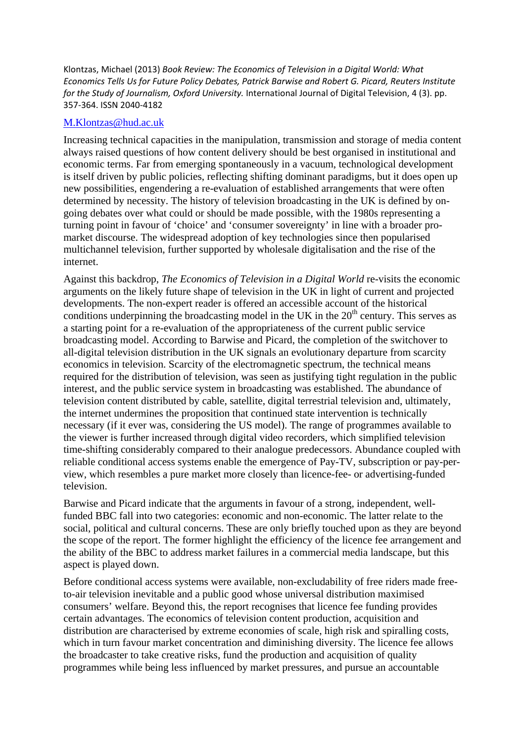Klontzas, Michael (2013) *Book Review: The Economics of Television in a Digital World: What Economics Tells Us for Future Policy Debates, Patrick Barwise and Robert G. Picard, Reuters Institute for the Study of Journalism, Oxford University.* International Journal of Digital Television, 4 (3). pp. 357-364. ISSN 2040-4182

M.Klontzas@hud.ac.uk

Increasing technical capacities in the manipulation, transmission and storage of media content always raised questions of how content delivery should be best organised in institutional and economic terms. Far from emerging spontaneously in a vacuum, technological development is itself driven by public policies, reflecting shifting dominant paradigms, but it does open up new possibilities, engendering a re-evaluation of established arrangements that were often determined by necessity. The history of television broadcasting in the UK is defined by on-going debates over what could or should be made possible, with the 1980s representing a turning point in favour of 'choice' and 'consumer sovereignty' in line with a broader pro-market discourse. The widespread adoption of key technologies since then popularised multichannel television, further supported by wholesale digitalisation and the rise of the internet.

Against this backdrop, *The Economics of Television in a Digital World* re-visits the economic arguments on the likely future shape of television in the UK in light of current and projected developments. The non-expert reader is offered an accessible account of the historical conditions underpinning the broadcasting model in the UK in the 20th century. This serves as a starting point for a re-evaluation of the appropriateness of the current public service broadcasting model. According to Barwise and Picard, the completion of the switchover to all-digital television distribution in the UK signals an evolutionary departure from scarcity economics in television. Scarcity of the electromagnetic spectrum, the technical means required for the distribution of television, was seen as justifying tight regulation in the public interest, and the public service system in broadcasting was established. The abundance of television content distributed by cable, satellite, digital terrestrial television and, ultimately, the internet undermines the proposition that continued state intervention is technically necessary (if it ever was, considering the US model). The range of programmes available to the viewer is further increased through digital video recorders, which simplified television time-shifting considerably compared to their analogue predecessors. Abundance coupled with reliable conditional access systems enable the emergence of Pay-TV, subscription or pay-per-view, which resembles a pure market more closely than licence-fee- or advertising-funded television.

Barwise and Picard indicate that the arguments in favour of a strong, independent, well-funded BBC fall into two categories: economic and non-economic. The latter relate to the social, political and cultural concerns. These are only briefly touched upon as they are beyond the scope of the report. The former highlight the efficiency of the licence fee arrangement and the ability of the BBC to address market failures in a commercial media landscape, but this aspect is played down.

Before conditional access systems were available, non-excludability of free riders made free-to-air television inevitable and a public good whose universal distribution maximised consumers' welfare. Beyond this, the report recognises that licence fee funding provides certain advantages. The economics of television content production, acquisition and distribution are characterised by extreme economies of scale, high risk and spiralling costs, which in turn favour market concentration and diminishing diversity. The licence fee allows the broadcaster to take creative risks, fund the production and acquisition of quality programmes while being less influenced by market pressures, and pursue an accountable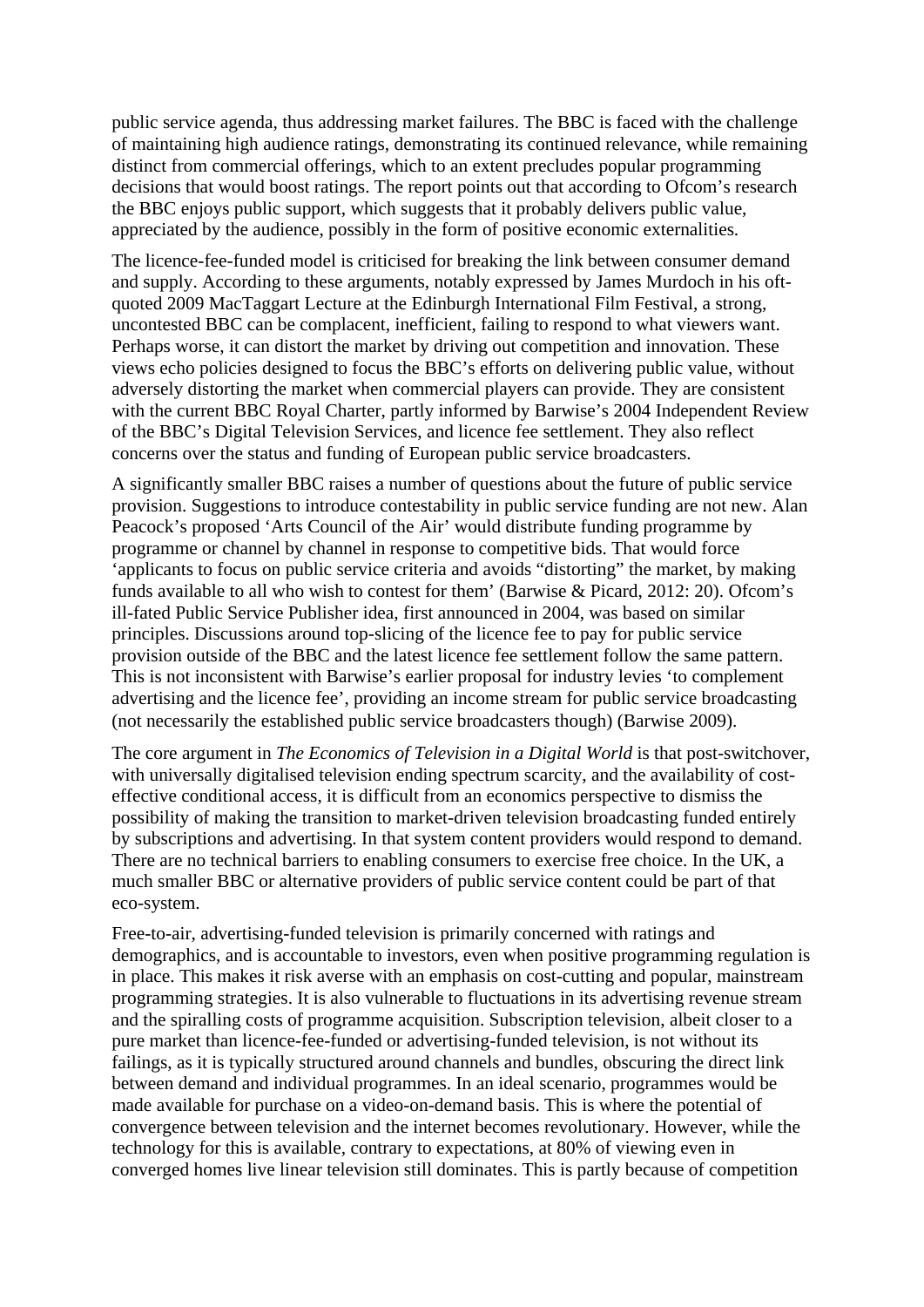public service agenda, thus addressing market failures. The BBC is faced with the challenge of maintaining high audience ratings, demonstrating its continued relevance, while remaining distinct from commercial offerings, which to an extent precludes popular programming decisions that would boost ratings. The report points out that according to Ofcom's research the BBC enjoys public support, which suggests that it probably delivers public value, appreciated by the audience, possibly in the form of positive economic externalities.

The licence-fee-funded model is criticised for breaking the link between consumer demand and supply. According to these arguments, notably expressed by James Murdoch in his oft-quoted 2009 MacTaggart Lecture at the Edinburgh International Film Festival, a strong, uncontested BBC can be complacent, inefficient, failing to respond to what viewers want. Perhaps worse, it can distort the market by driving out competition and innovation. These views echo policies designed to focus the BBC's efforts on delivering public value, without adversely distorting the market when commercial players can provide. They are consistent with the current BBC Royal Charter, partly informed by Barwise's 2004 Independent Review of the BBC's Digital Television Services, and licence fee settlement. They also reflect concerns over the status and funding of European public service broadcasters.

A significantly smaller BBC raises a number of questions about the future of public service provision. Suggestions to introduce contestability in public service funding are not new. Alan Peacock's proposed 'Arts Council of the Air' would distribute funding programme by programme or channel by channel in response to competitive bids. That would force 'applicants to focus on public service criteria and avoids "distorting" the market, by making funds available to all who wish to contest for them' (Barwise & Picard, 2012: 20). Ofcom's ill-fated Public Service Publisher idea, first announced in 2004, was based on similar principles. Discussions around top-slicing of the licence fee to pay for public service provision outside of the BBC and the latest licence fee settlement follow the same pattern. This is not inconsistent with Barwise's earlier proposal for industry levies 'to complement advertising and the licence fee', providing an income stream for public service broadcasting (not necessarily the established public service broadcasters though) (Barwise 2009).

The core argument in *The Economics of Television in a Digital World* is that post-switchover, with universally digitalised television ending spectrum scarcity, and the availability of cost-effective conditional access, it is difficult from an economics perspective to dismiss the possibility of making the transition to market-driven television broadcasting funded entirely by subscriptions and advertising. In that system content providers would respond to demand. There are no technical barriers to enabling consumers to exercise free choice. In the UK, a much smaller BBC or alternative providers of public service content could be part of that eco-system.

Free-to-air, advertising-funded television is primarily concerned with ratings and demographics, and is accountable to investors, even when positive programming regulation is in place. This makes it risk averse with an emphasis on cost-cutting and popular, mainstream programming strategies. It is also vulnerable to fluctuations in its advertising revenue stream and the spiralling costs of programme acquisition. Subscription television, albeit closer to a pure market than licence-fee-funded or advertising-funded television, is not without its failings, as it is typically structured around channels and bundles, obscuring the direct link between demand and individual programmes. In an ideal scenario, programmes would be made available for purchase on a video-on-demand basis. This is where the potential of convergence between television and the internet becomes revolutionary. However, while the technology for this is available, contrary to expectations, at 80% of viewing even in converged homes live linear television still dominates. This is partly because of competition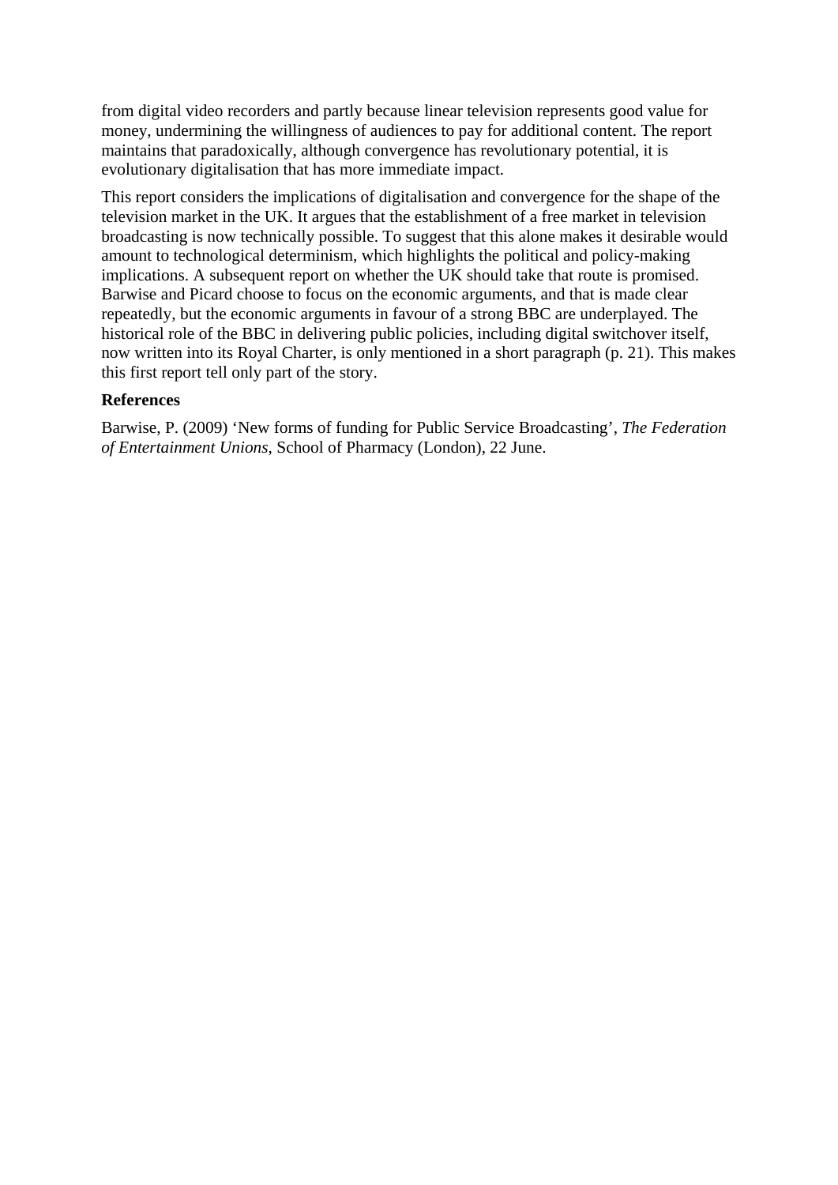from digital video recorders and partly because linear television represents good value for money, undermining the willingness of audiences to pay for additional content. The report maintains that paradoxically, although convergence has revolutionary potential, it is evolutionary digitalisation that has more immediate impact.

This report considers the implications of digitalisation and convergence for the shape of the television market in the UK. It argues that the establishment of a free market in television broadcasting is now technically possible. To suggest that this alone makes it desirable would amount to technological determinism, which highlights the political and policy-making implications. A subsequent report on whether the UK should take that route is promised. Barwise and Picard choose to focus on the economic arguments, and that is made clear repeatedly, but the economic arguments in favour of a strong BBC are underplayed. The historical role of the BBC in delivering public policies, including digital switchover itself, now written into its Royal Charter, is only mentioned in a short paragraph (p. 21). This makes this first report tell only part of the story.

**References**

Barwise, P. (2009) 'New forms of funding for Public Service Broadcasting', *The Federation of Entertainment Unions*, School of Pharmacy (London), 22 June.